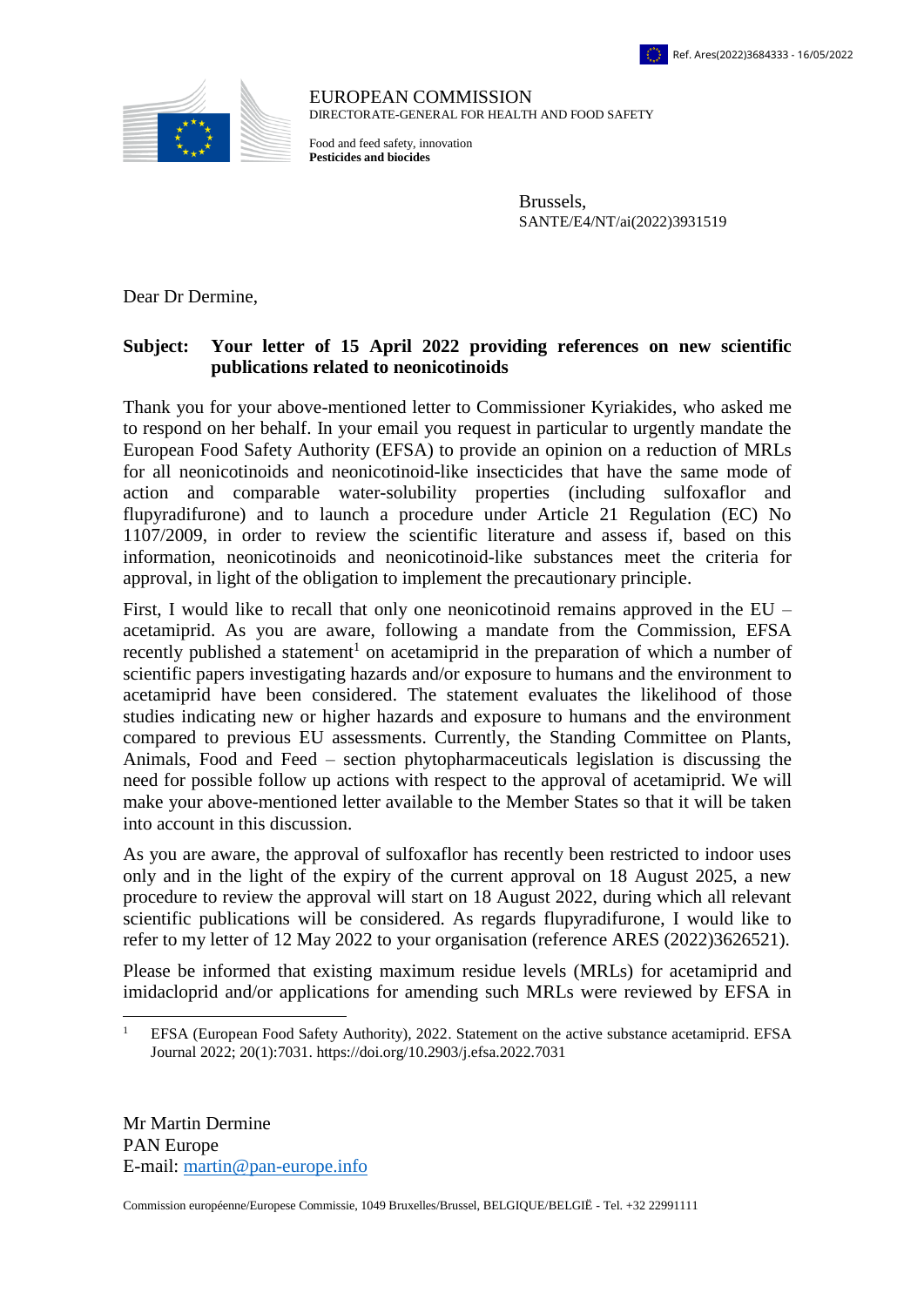Ref. Ares(2022)3684333 - 16/05/2022

EUROPEAN COMMISSION
DIRECTORATE-GENERAL FOR HEALTH AND FOOD SAFETY

Food and feed safety, innovation
**Pesticides and biocides**

Brussels,
SANTE/E4/NT/ai(2022)3931519

Dear Dr Dermine,

**Subject: Your letter of 15 April 2022 providing references on new scientific publications related to neonicotinoids**

Thank you for your above-mentioned letter to Commissioner Kyriakides, who asked me to respond on her behalf. In your email you request in particular to urgently mandate the European Food Safety Authority (EFSA) to provide an opinion on a reduction of MRLs for all neonicotinoids and neonicotinoid-like insecticides that have the same mode of action and comparable water-solubility properties (including sulfoxaflor and flupyradifurone) and to launch a procedure under Article 21 Regulation (EC) No 1107/2009, in order to review the scientific literature and assess if, based on this information, neonicotinoids and neonicotinoid-like substances meet the criteria for approval, in light of the obligation to implement the precautionary principle.

First, I would like to recall that only one neonicotinoid remains approved in the EU – acetamiprid. As you are aware, following a mandate from the Commission, EFSA recently published a statement[1] on acetamiprid in the preparation of which a number of scientific papers investigating hazards and/or exposure to humans and the environment to acetamiprid have been considered. The statement evaluates the likelihood of those studies indicating new or higher hazards and exposure to humans and the environment compared to previous EU assessments. Currently, the Standing Committee on Plants, Animals, Food and Feed – section phytopharmaceuticals legislation is discussing the need for possible follow up actions with respect to the approval of acetamiprid. We will make your above-mentioned letter available to the Member States so that it will be taken into account in this discussion.

As you are aware, the approval of sulfoxaflor has recently been restricted to indoor uses only and in the light of the expiry of the current approval on 18 August 2025, a new procedure to review the approval will start on 18 August 2022, during which all relevant scientific publications will be considered. As regards flupyradifurone, I would like to refer to my letter of 12 May 2022 to your organisation (reference ARES (2022)3626521).

Please be informed that existing maximum residue levels (MRLs) for acetamiprid and imidacloprid and/or applications for amending such MRLs were reviewed by EFSA in

[1] EFSA (European Food Safety Authority), 2022. Statement on the active substance acetamiprid. EFSA Journal 2022; 20(1):7031. https://doi.org/10.2903/j.efsa.2022.7031

Mr Martin Dermine
PAN Europe
E-mail: martin@pan-europe.info

Commission européenne/Europese Commissie, 1049 Bruxelles/Brussel, BELGIQUE/BELGIË - Tel. +32 22991111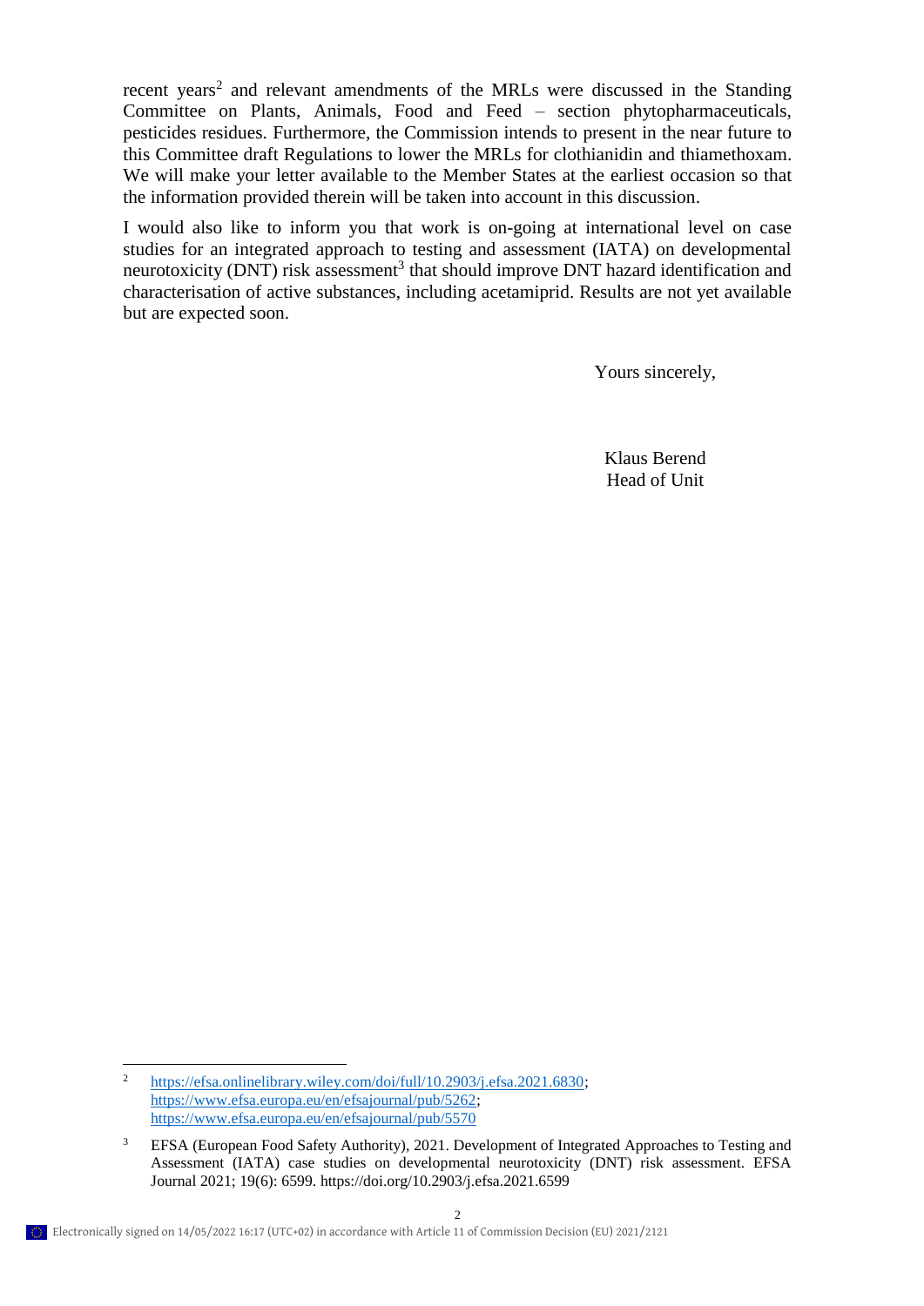recent years[2] and relevant amendments of the MRLs were discussed in the Standing Committee on Plants, Animals, Food and Feed – section phytopharmaceuticals, pesticides residues. Furthermore, the Commission intends to present in the near future to this Committee draft Regulations to lower the MRLs for clothianidin and thiamethoxam. We will make your letter available to the Member States at the earliest occasion so that the information provided therein will be taken into account in this discussion.

I would also like to inform you that work is on-going at international level on case studies for an integrated approach to testing and assessment (IATA) on developmental neurotoxicity (DNT) risk assessment[3] that should improve DNT hazard identification and characterisation of active substances, including acetamiprid. Results are not yet available but are expected soon.

Yours sincerely,

Klaus Berend
Head of Unit

---

[2] https://efsa.onlinelibrary.wiley.com/doi/full/10.2903/j.efsa.2021.6830; https://www.efsa.europa.eu/en/efsajournal/pub/5262; https://www.efsa.europa.eu/en/efsajournal/pub/5570

[3] EFSA (European Food Safety Authority), 2021. Development of Integrated Approaches to Testing and Assessment (IATA) case studies on developmental neurotoxicity (DNT) risk assessment. EFSA Journal 2021; 19(6): 6599. https://doi.org/10.2903/j.efsa.2021.6599

Electronically signed on 14/05/2022 16:17 (UTC+02) in accordance with Article 11 of Commission Decision (EU) 2021/2121